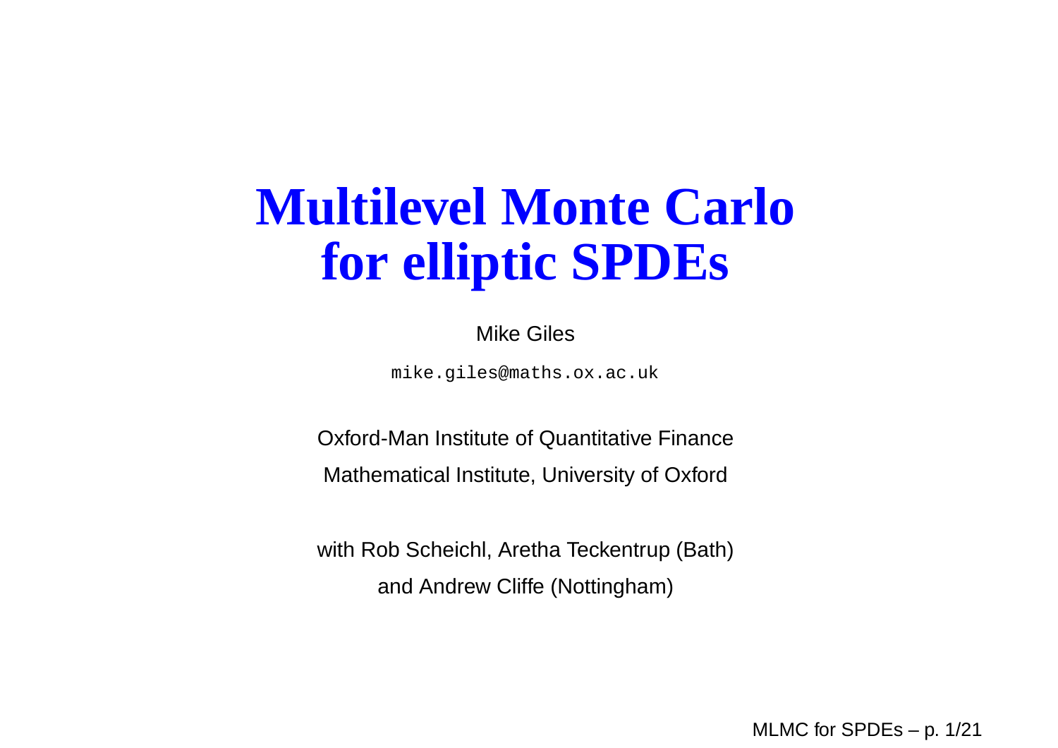# Multilevel Monte Carlo for elliptic SPDEs

Mike Giles

mike.giles@maths.ox.ac.uk

Oxford-Man Institute of Quantitative Finance

Mathematical Institute, University of Oxford

with Rob Scheichl, Aretha Teckentrup (Bath)

and Andrew Cliffe (Nottingham)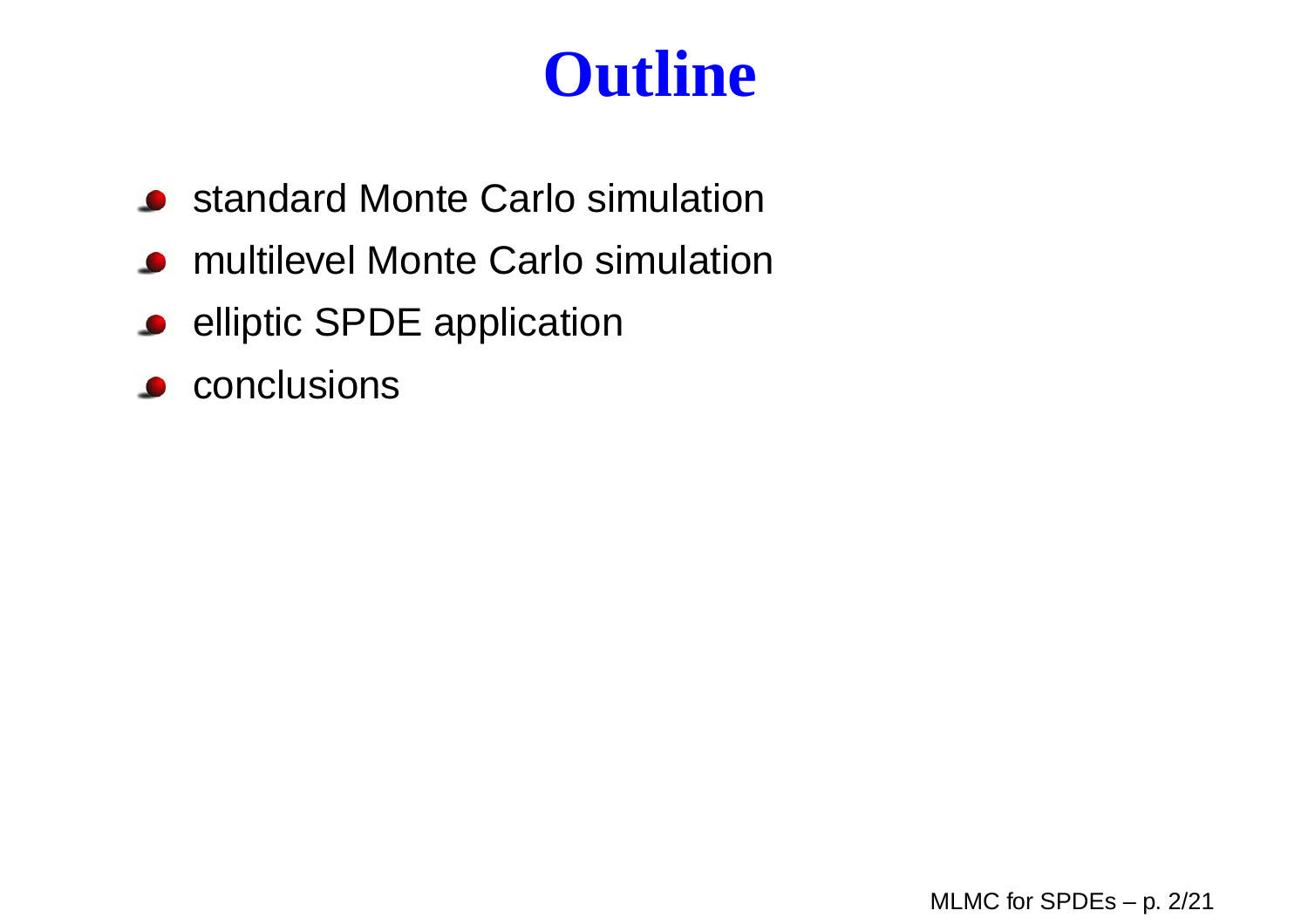# Outline

- standard Monte Carlo simulation
- multilevel Monte Carlo simulation
- elliptic SPDE application
- conclusions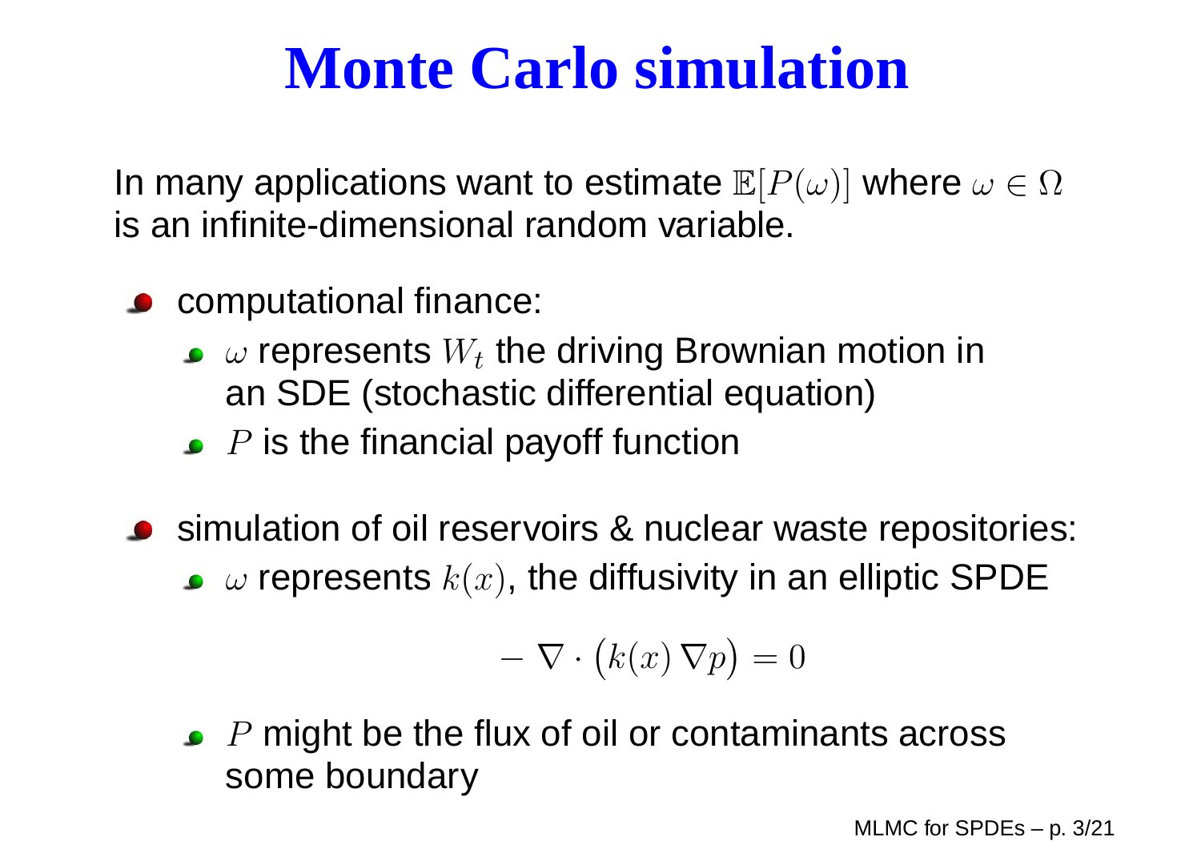# Monte Carlo simulation

In many applications want to estimate $\mathbb{E}[P(\omega)]$ where $\omega \in \Omega$ is an infinite-dimensional random variable.

- computational finance:
  - $\omega$ represents $W_t$ the driving Brownian motion in an SDE (stochastic differential equation)
  - $P$ is the financial payoff function
- simulation of oil reservoirs & nuclear waste repositories:
  - $\omega$ represents $k(x)$, the diffusivity in an elliptic SPDE

$$-\nabla \cdot \big(k(x)\,\nabla p\big) = 0$$

  - $P$ might be the flux of oil or contaminants across some boundary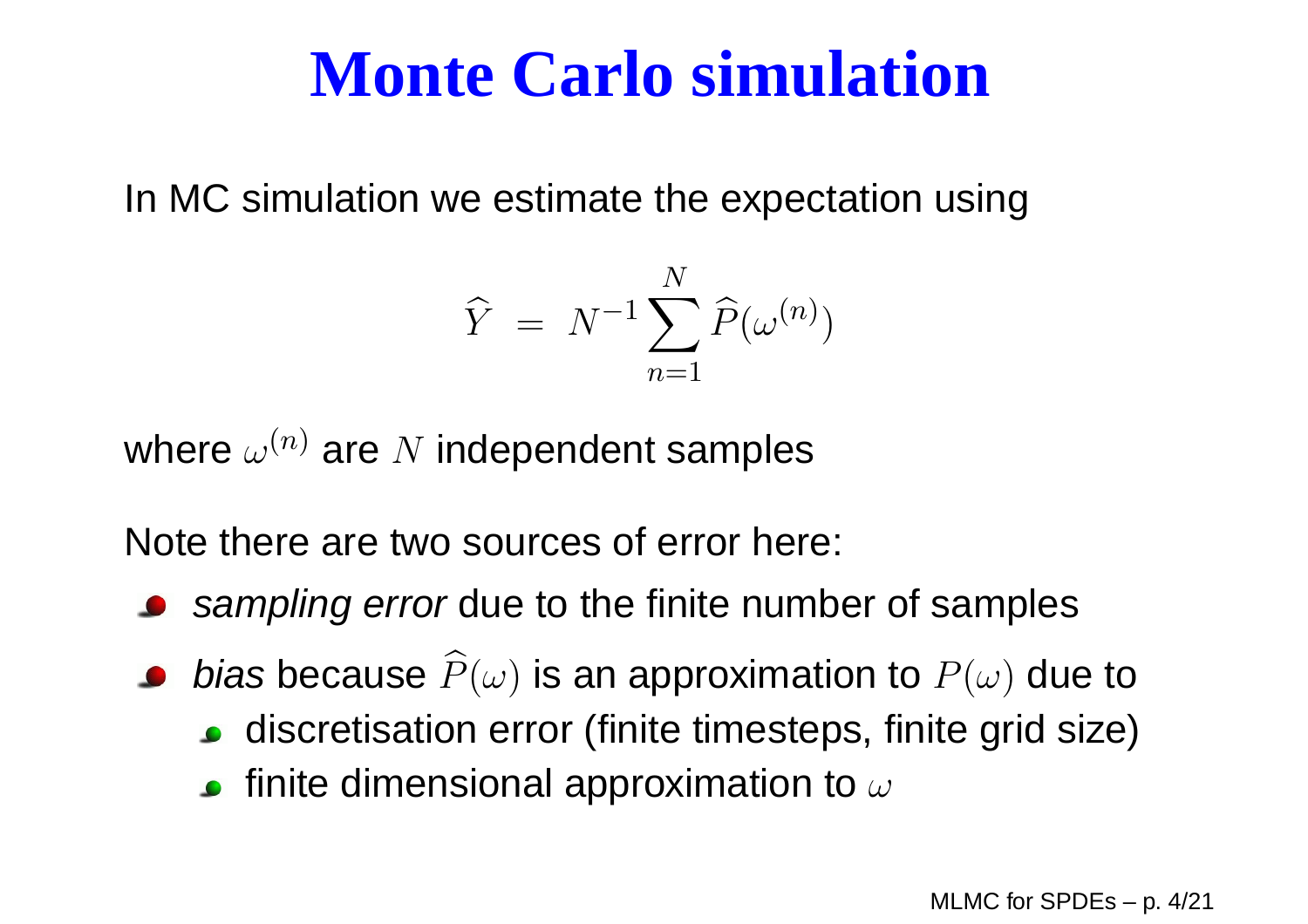# Monte Carlo simulation

In MC simulation we estimate the expectation using

$$\widehat{Y} \;=\; N^{-1} \sum_{n=1}^{N} \widehat{P}(\omega^{(n)})$$

where $\omega^{(n)}$ are $N$ independent samples

Note there are two sources of error here:

- *sampling error* due to the finite number of samples
- *bias* because $\widehat{P}(\omega)$ is an approximation to $P(\omega)$ due to
  - discretisation error (finite timesteps, finite grid size)
  - finite dimensional approximation to $\omega$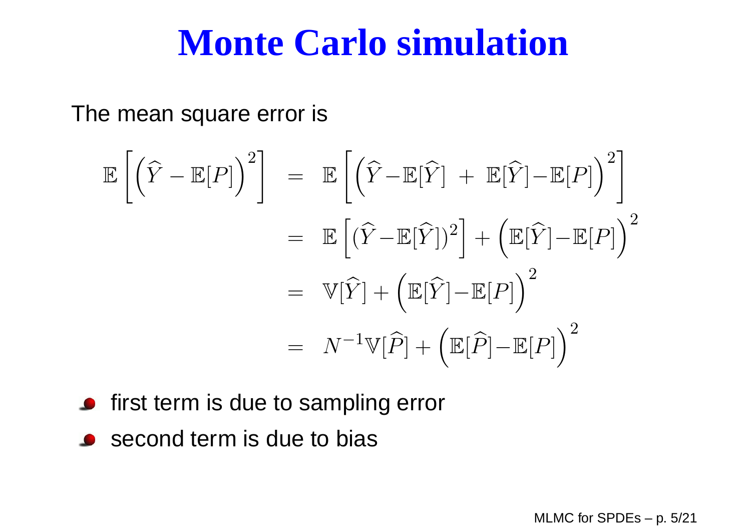# Monte Carlo simulation

The mean square error is

$$
\begin{aligned}
\mathbb{E}\left[\left(\widehat{Y} - \mathbb{E}[P]\right)^2\right] &= \mathbb{E}\left[\left(\widehat{Y} - \mathbb{E}[\widehat{Y}] \ + \ \mathbb{E}[\widehat{Y}] - \mathbb{E}[P]\right)^2\right] \\
&= \mathbb{E}\left[(\widehat{Y} - \mathbb{E}[\widehat{Y}])^2\right] + \left(\mathbb{E}[\widehat{Y}] - \mathbb{E}[P]\right)^2 \\
&= \mathbb{V}[\widehat{Y}] + \left(\mathbb{E}[\widehat{Y}] - \mathbb{E}[P]\right)^2 \\
&= N^{-1}\mathbb{V}[\widehat{P}] + \left(\mathbb{E}[\widehat{P}] - \mathbb{E}[P]\right)^2
\end{aligned}
$$

- first term is due to sampling error
- second term is due to bias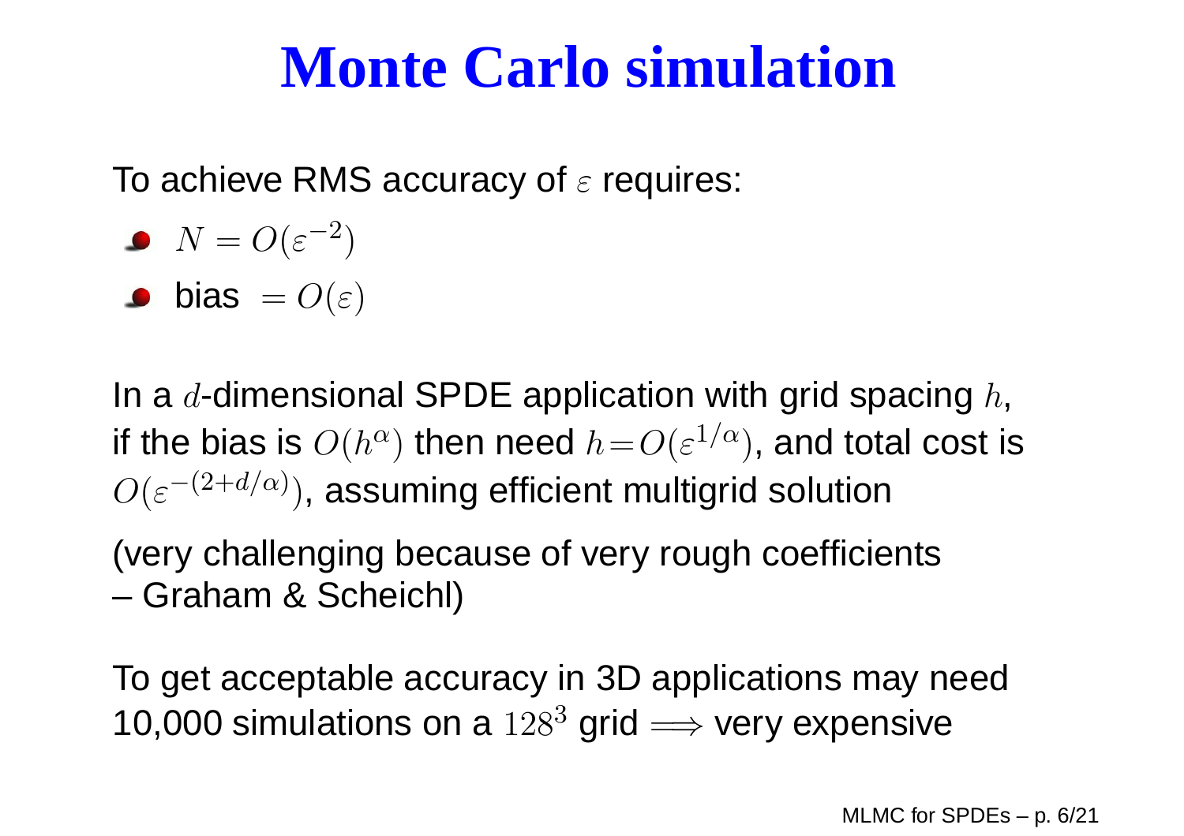# Monte Carlo simulation

To achieve RMS accuracy of $\varepsilon$ requires:

- $N = O(\varepsilon^{-2})$
- bias $= O(\varepsilon)$

In a $d$-dimensional SPDE application with grid spacing $h$, if the bias is $O(h^\alpha)$ then need $h = O(\varepsilon^{1/\alpha})$, and total cost is $O(\varepsilon^{-(2+d/\alpha)})$, assuming efficient multigrid solution

(very challenging because of very rough coefficients – Graham & Scheichl)

To get acceptable accuracy in 3D applications may need 10,000 simulations on a $128^3$ grid $\Longrightarrow$ very expensive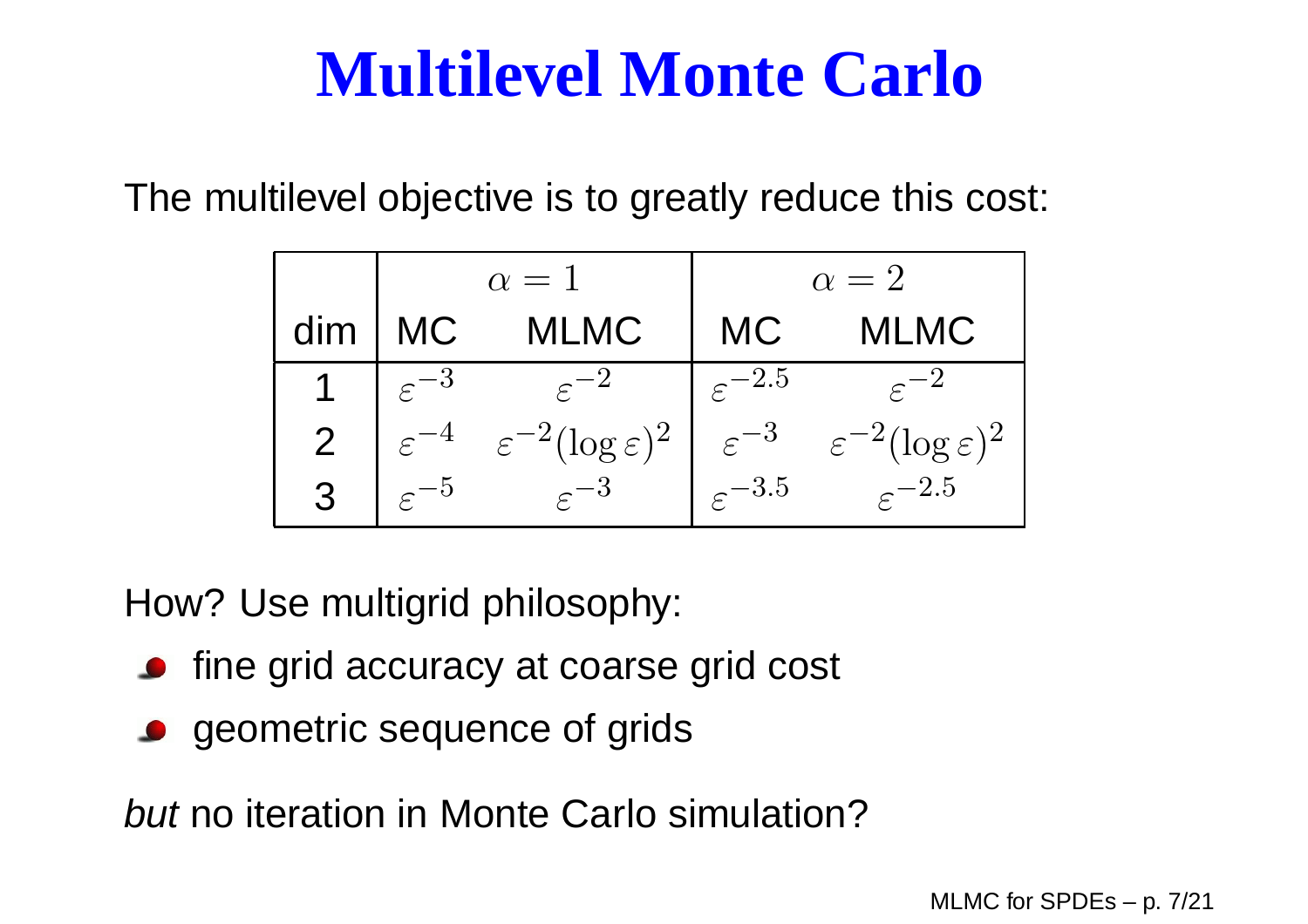# Multilevel Monte Carlo

The multilevel objective is to greatly reduce this cost:

| | $\alpha=1$ | | $\alpha=2$ | |
|---|---|---|---|---|
| dim | MC | MLMC | MC | MLMC |
| 1 | $\varepsilon^{-3}$ | $\varepsilon^{-2}$ | $\varepsilon^{-2.5}$ | $\varepsilon^{-2}$ |
| 2 | $\varepsilon^{-4}$ | $\varepsilon^{-2}(\log\varepsilon)^2$ | $\varepsilon^{-3}$ | $\varepsilon^{-2}(\log\varepsilon)^2$ |
| 3 | $\varepsilon^{-5}$ | $\varepsilon^{-3}$ | $\varepsilon^{-3.5}$ | $\varepsilon^{-2.5}$ |

How? Use multigrid philosophy:

- fine grid accuracy at coarse grid cost
- geometric sequence of grids

*but* no iteration in Monte Carlo simulation?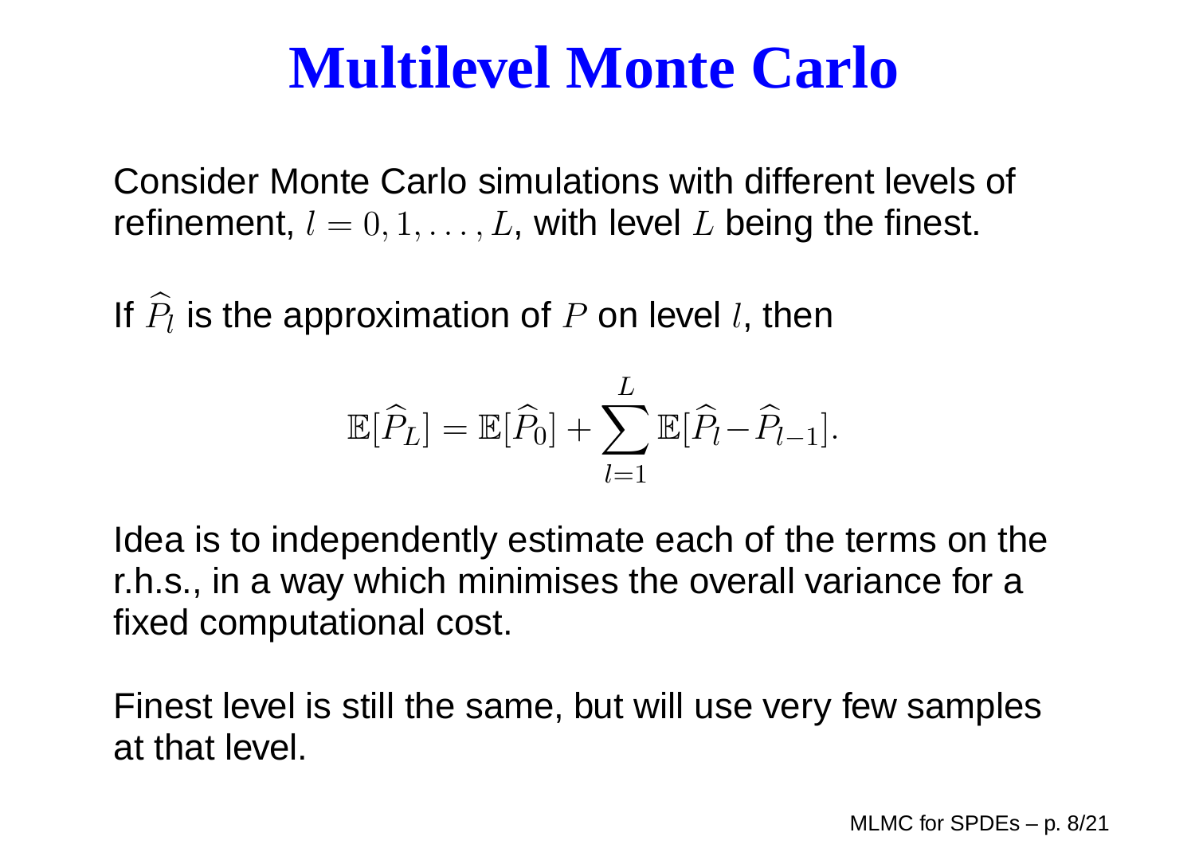# Multilevel Monte Carlo

Consider Monte Carlo simulations with different levels of refinement, $l = 0, 1, \ldots, L$, with level $L$ being the finest.

If $\widehat{P}_l$ is the approximation of $P$ on level $l$, then

$$\mathbb{E}[\widehat{P}_L] = \mathbb{E}[\widehat{P}_0] + \sum_{l=1}^{L} \mathbb{E}[\widehat{P}_l - \widehat{P}_{l-1}].$$

Idea is to independently estimate each of the terms on the r.h.s., in a way which minimises the overall variance for a fixed computational cost.

Finest level is still the same, but will use very few samples at that level.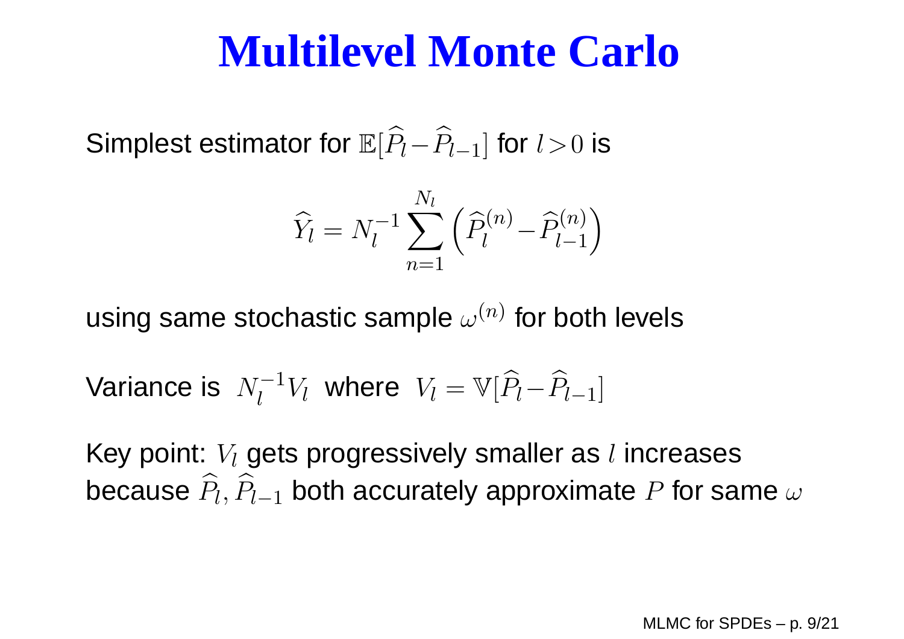# Multilevel Monte Carlo

Simplest estimator for $\mathbb{E}[\widehat{P}_l - \widehat{P}_{l-1}]$ for $l > 0$ is

$$\widehat{Y}_l = N_l^{-1} \sum_{n=1}^{N_l} \left( \widehat{P}_l^{(n)} - \widehat{P}_{l-1}^{(n)} \right)$$

using same stochastic sample $\omega^{(n)}$ for both levels

Variance is $N_l^{-1} V_l$ where $V_l = \mathbb{V}[\widehat{P}_l - \widehat{P}_{l-1}]$

Key point: $V_l$ gets progressively smaller as $l$ increases because $\widehat{P}_l, \widehat{P}_{l-1}$ both accurately approximate $P$ for same $\omega$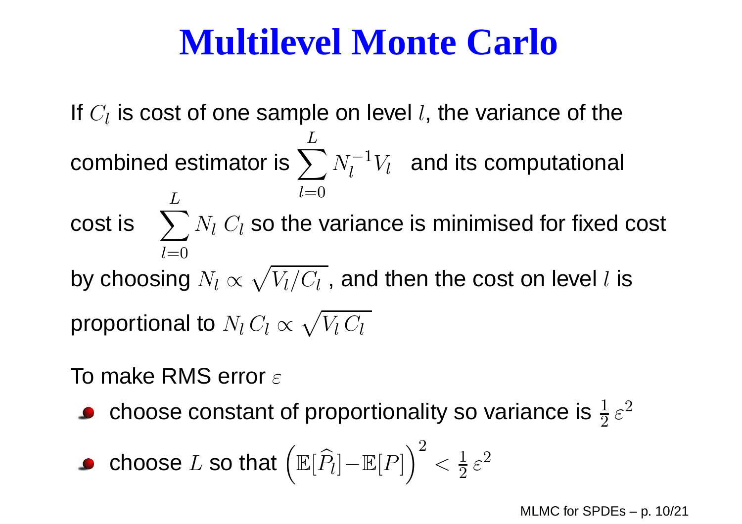# Multilevel Monte Carlo

If $C_l$ is cost of one sample on level $l$, the variance of the combined estimator is $\displaystyle\sum_{l=0}^{L} N_l^{-1} V_l$ and its computational cost is $\displaystyle\sum_{l=0}^{L} N_l\, C_l$ so the variance is minimised for fixed cost by choosing $N_l \propto \sqrt{V_l/C_l}$, and then the cost on level $l$ is proportional to $N_l\, C_l \propto \sqrt{V_l\, C_l}$

To make RMS error $\varepsilon$

- choose constant of proportionality so variance is $\frac{1}{2}\,\varepsilon^2$
- choose $L$ so that $\left(\mathbb{E}[\widehat{P}_l] - \mathbb{E}[P]\right)^2 < \frac{1}{2}\,\varepsilon^2$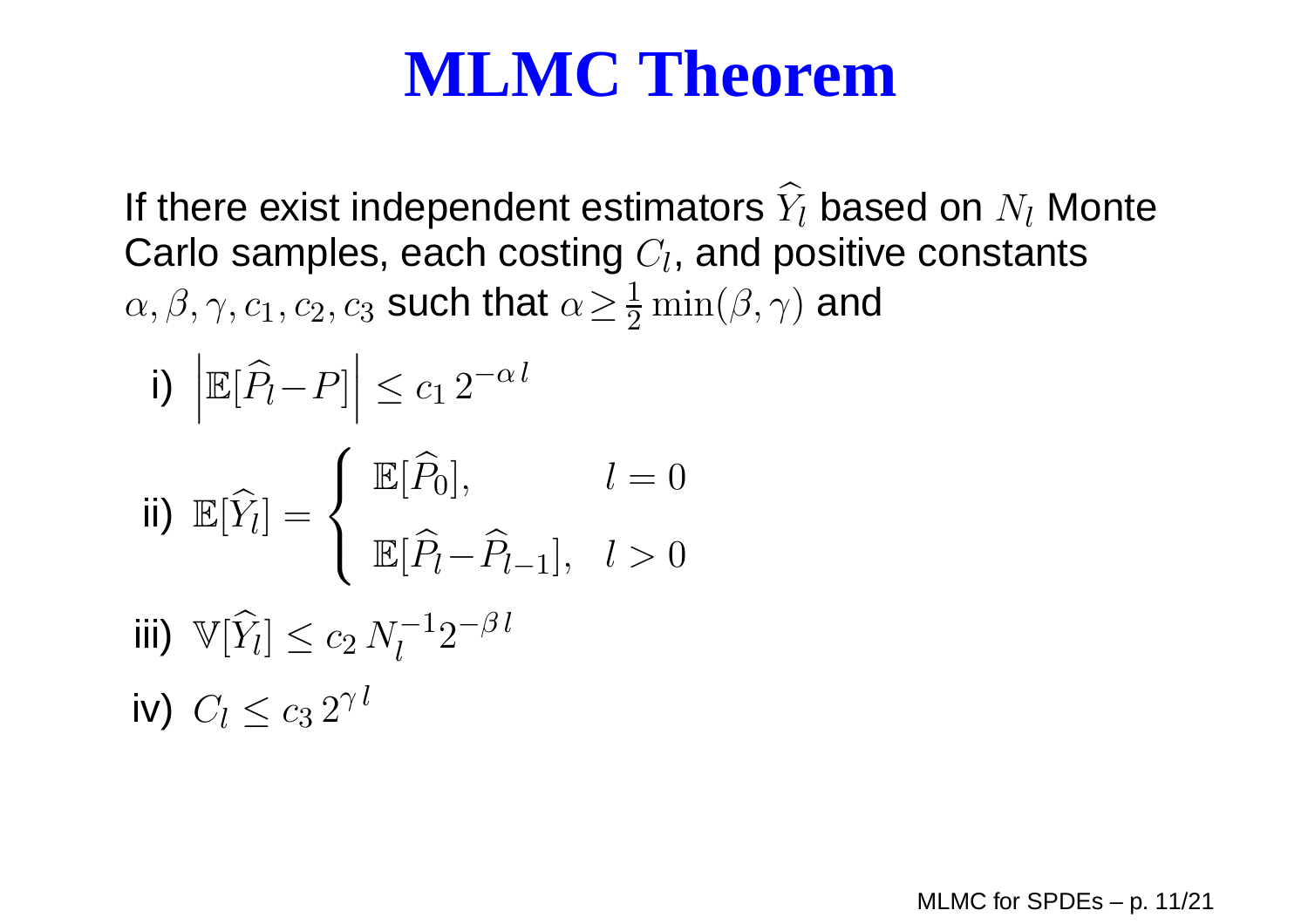# MLMC Theorem

If there exist independent estimators $\widehat{Y}_l$ based on $N_l$ Monte Carlo samples, each costing $C_l$, and positive constants $\alpha, \beta, \gamma, c_1, c_2, c_3$ such that $\alpha \geq \frac{1}{2} \min(\beta, \gamma)$ and

i) $\left| \mathbb{E}[\widehat{P}_l - P] \right| \leq c_1 \, 2^{-\alpha \, l}$

ii) $\mathbb{E}[\widehat{Y}_l] = \begin{cases} \mathbb{E}[\widehat{P}_0], & l = 0 \\ \mathbb{E}[\widehat{P}_l - \widehat{P}_{l-1}], & l > 0 \end{cases}$

iii) $\mathbb{V}[\widehat{Y}_l] \leq c_2 \, N_l^{-1} 2^{-\beta \, l}$

iv) $C_l \leq c_3 \, 2^{\gamma \, l}$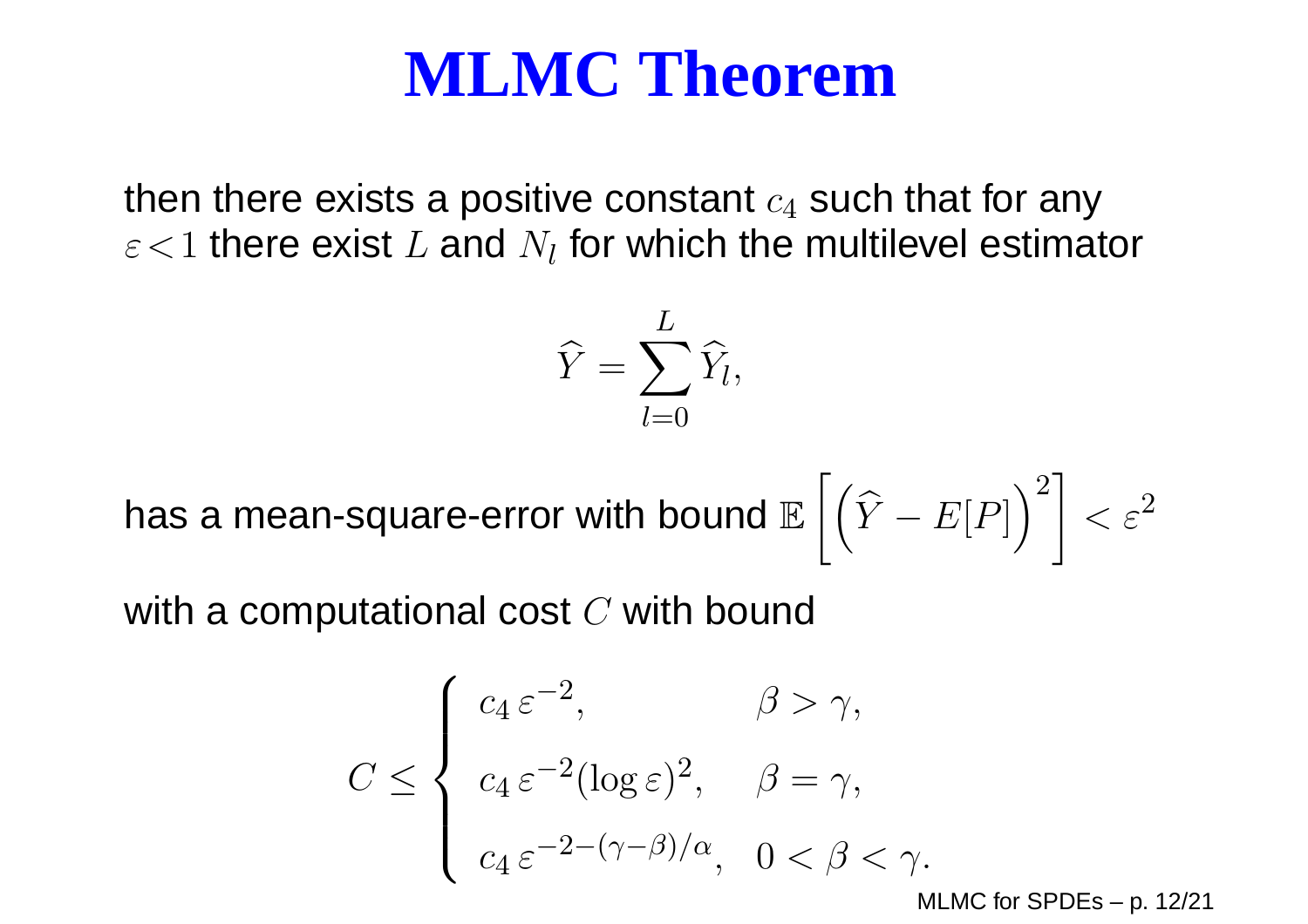# MLMC Theorem

then there exists a positive constant $c_4$ such that for any $\varepsilon < 1$ there exist $L$ and $N_l$ for which the multilevel estimator

$$\widehat{Y} = \sum_{l=0}^{L} \widehat{Y}_l,$$

has a mean-square-error with bound $\mathbb{E}\left[\left(\widehat{Y} - E[P]\right)^2\right] < \varepsilon^2$

with a computational cost $C$ with bound

$$C \leq \begin{cases} c_4\,\varepsilon^{-2}, & \beta > \gamma, \\ c_4\,\varepsilon^{-2}(\log \varepsilon)^2, & \beta = \gamma, \\ c_4\,\varepsilon^{-2-(\gamma-\beta)/\alpha}, & 0 < \beta < \gamma. \end{cases}$$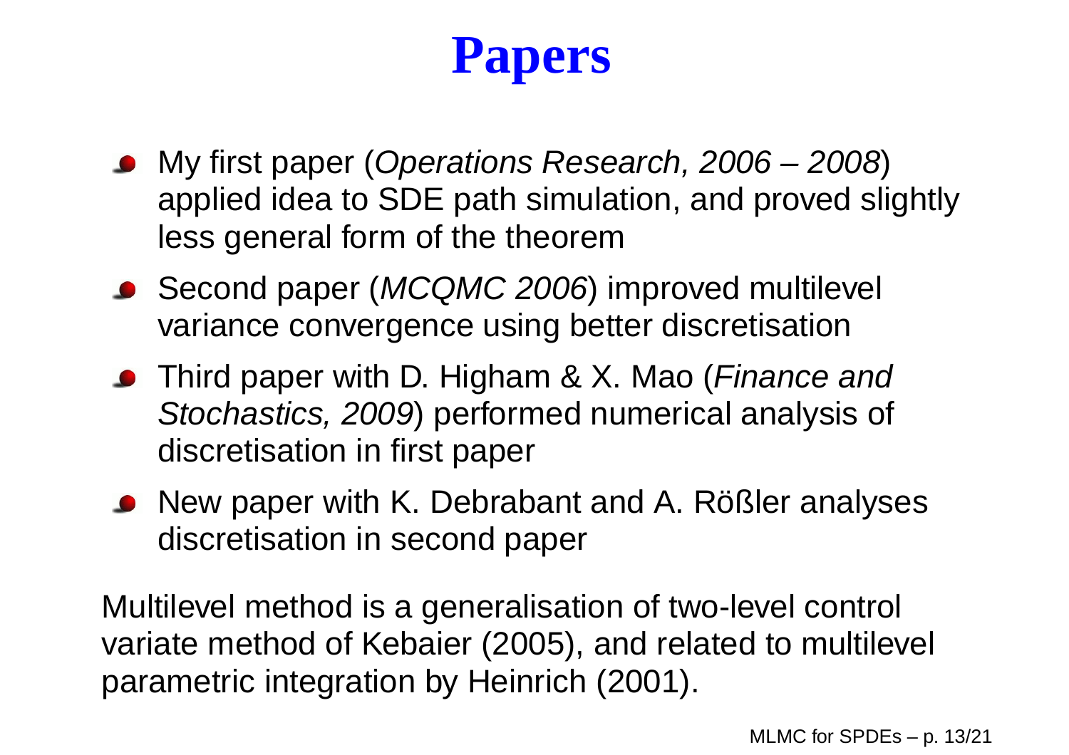# Papers

- My first paper (*Operations Research, 2006 – 2008*) applied idea to SDE path simulation, and proved slightly less general form of the theorem
- Second paper (*MCQMC 2006*) improved multilevel variance convergence using better discretisation
- Third paper with D. Higham & X. Mao (*Finance and Stochastics, 2009*) performed numerical analysis of discretisation in first paper
- New paper with K. Debrabant and A. Rößler analyses discretisation in second paper

Multilevel method is a generalisation of two-level control variate method of Kebaier (2005), and related to multilevel parametric integration by Heinrich (2001).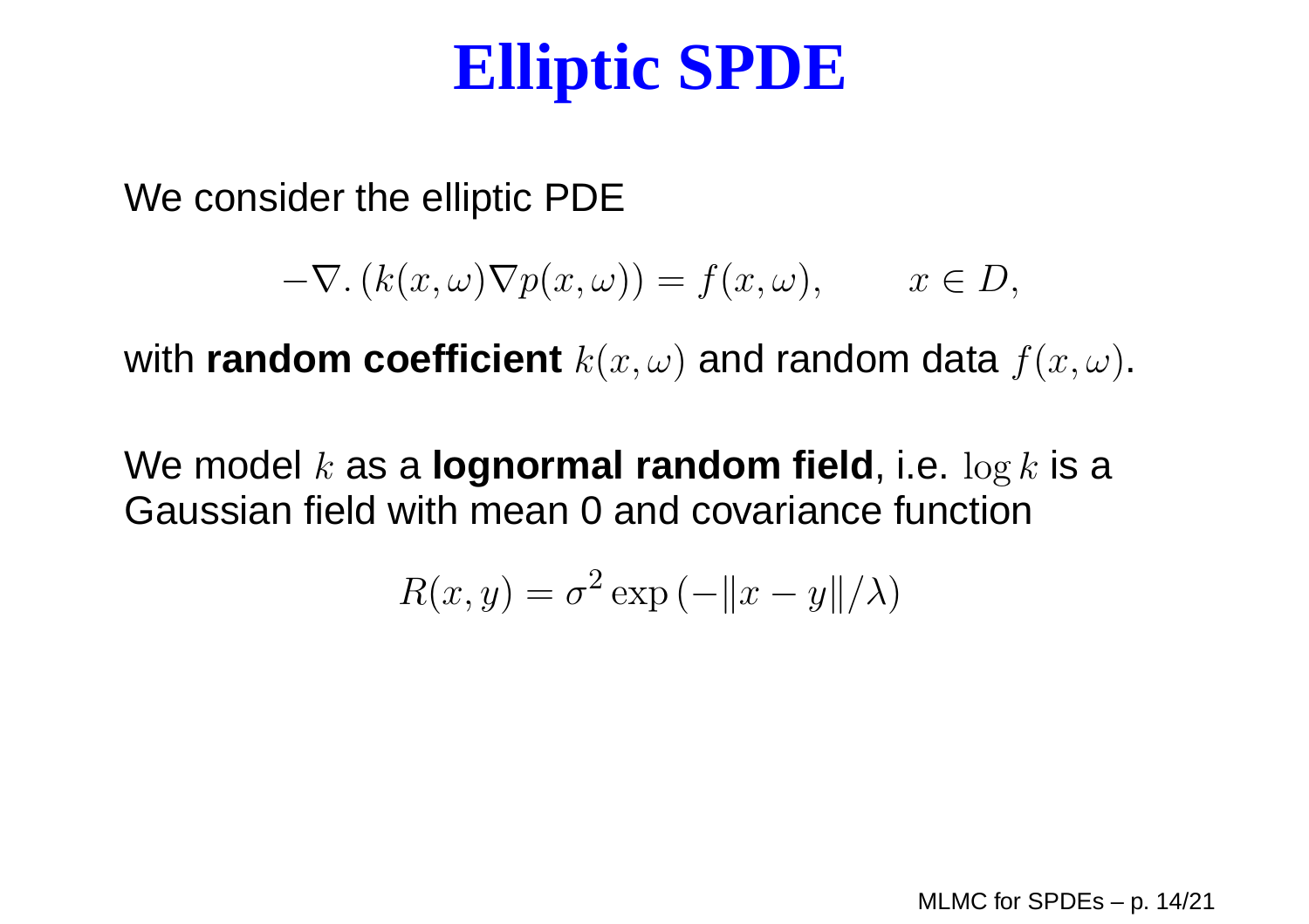# Elliptic SPDE

We consider the elliptic PDE

$$-\nabla.\left(k(x,\omega)\nabla p(x,\omega)\right) = f(x,\omega), \qquad x \in D,$$

with **random coefficient** $k(x,\omega)$ and random data $f(x,\omega)$.

We model $k$ as a **lognormal random field**, i.e. $\log k$ is a Gaussian field with mean 0 and covariance function

$$R(x,y) = \sigma^2 \exp\left(-\|x-y\|/\lambda\right)$$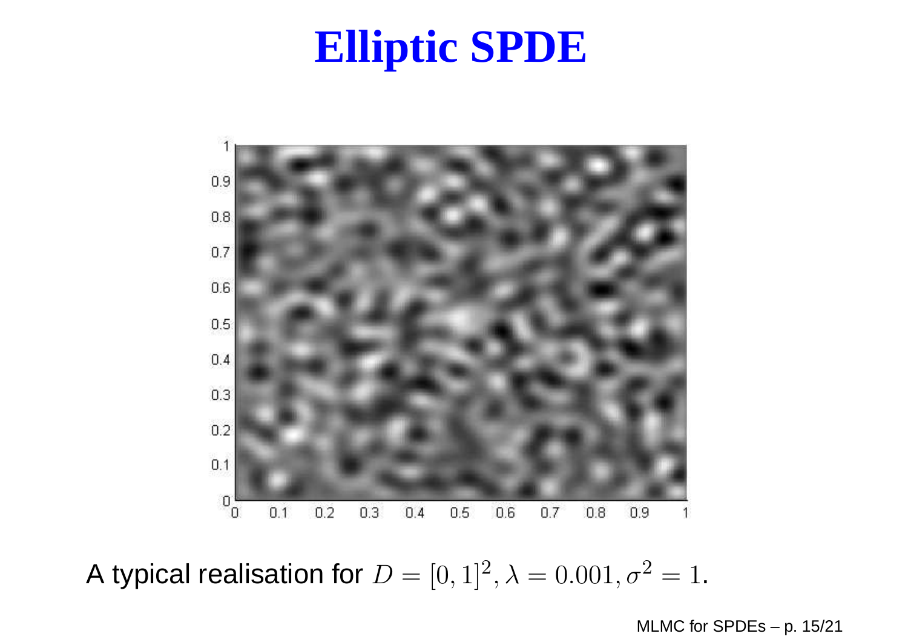# Elliptic SPDE

A typical realisation for $D = [0,1]^2, \lambda = 0.001, \sigma^2 = 1$.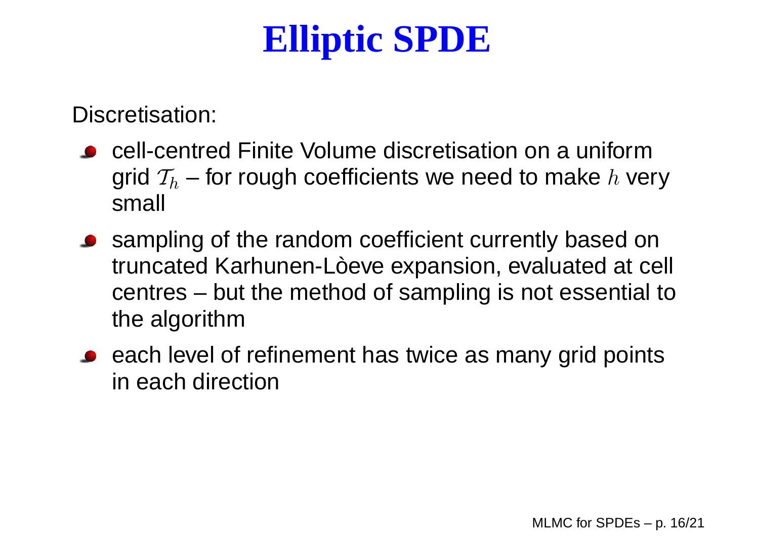# Elliptic SPDE

Discretisation:

- cell-centred Finite Volume discretisation on a uniform grid $\mathcal{T}_h$ – for rough coefficients we need to make $h$ very small
- sampling of the random coefficient currently based on truncated Karhunen-Lòeve expansion, evaluated at cell centres – but the method of sampling is not essential to the algorithm
- each level of refinement has twice as many grid points in each direction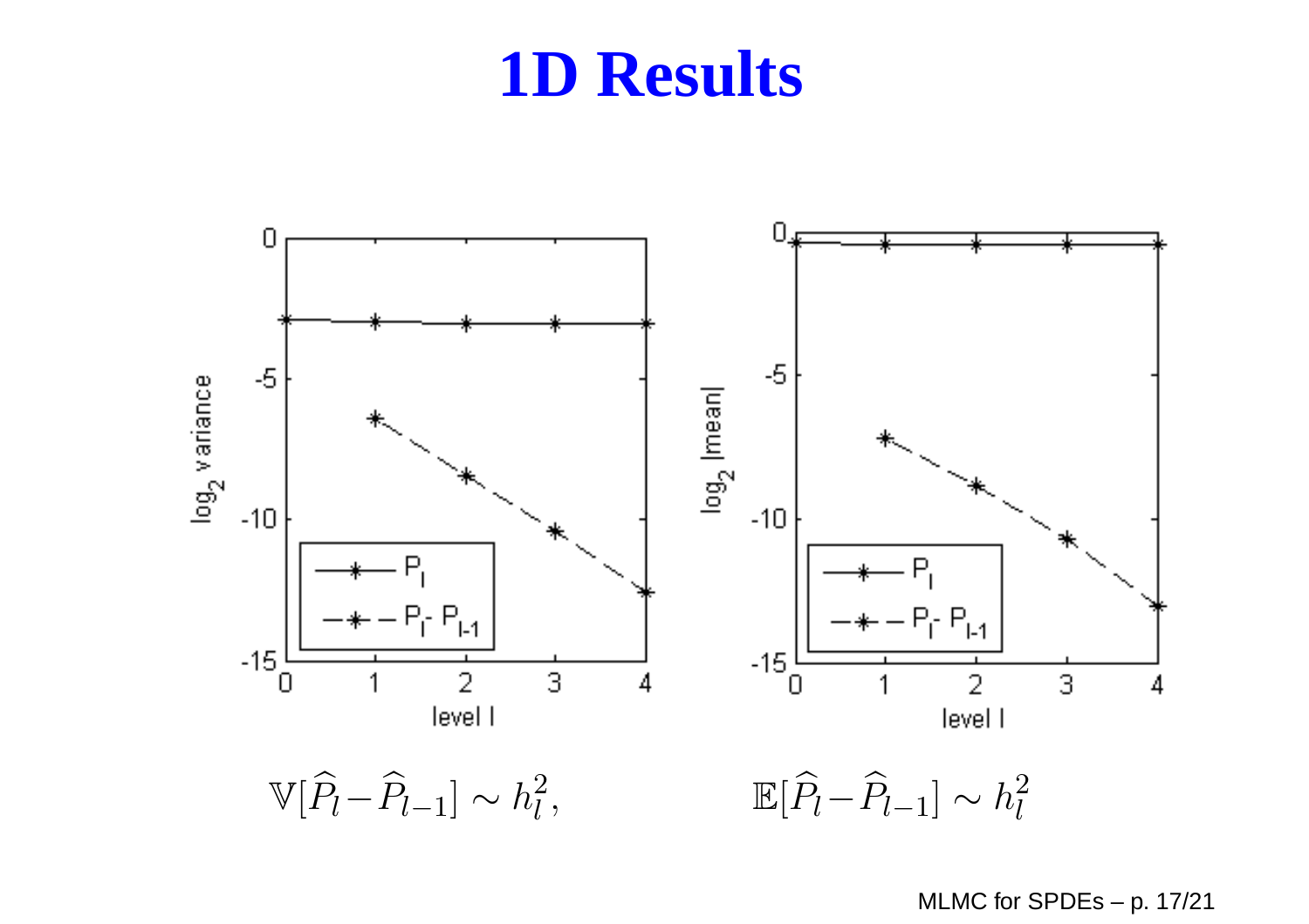# 1D Results

$$\mathbb{V}[\widehat{P}_l - \widehat{P}_{l-1}] \sim h_l^2, \qquad \mathbb{E}[\widehat{P}_l - \widehat{P}_{l-1}] \sim h_l^2$$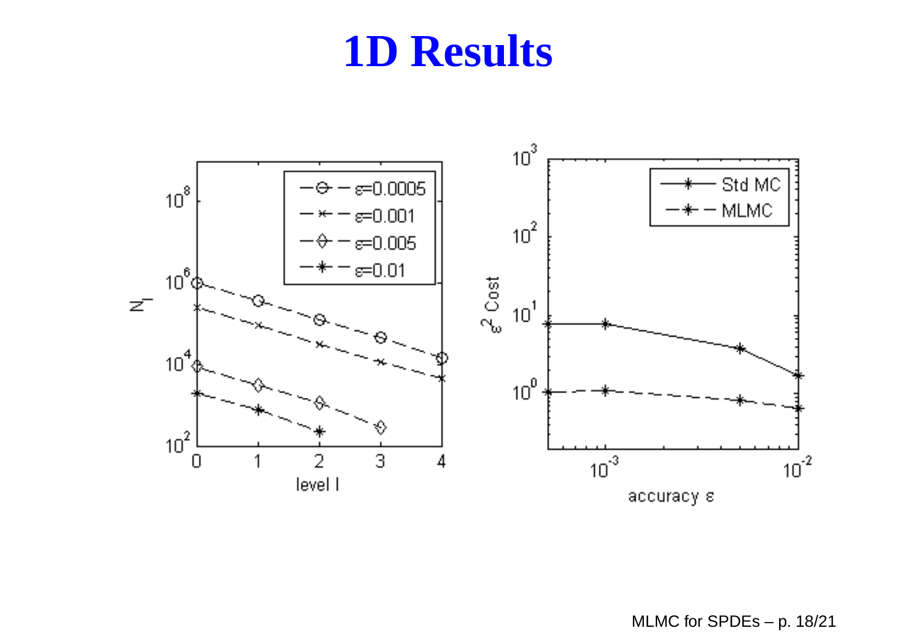# 1D Results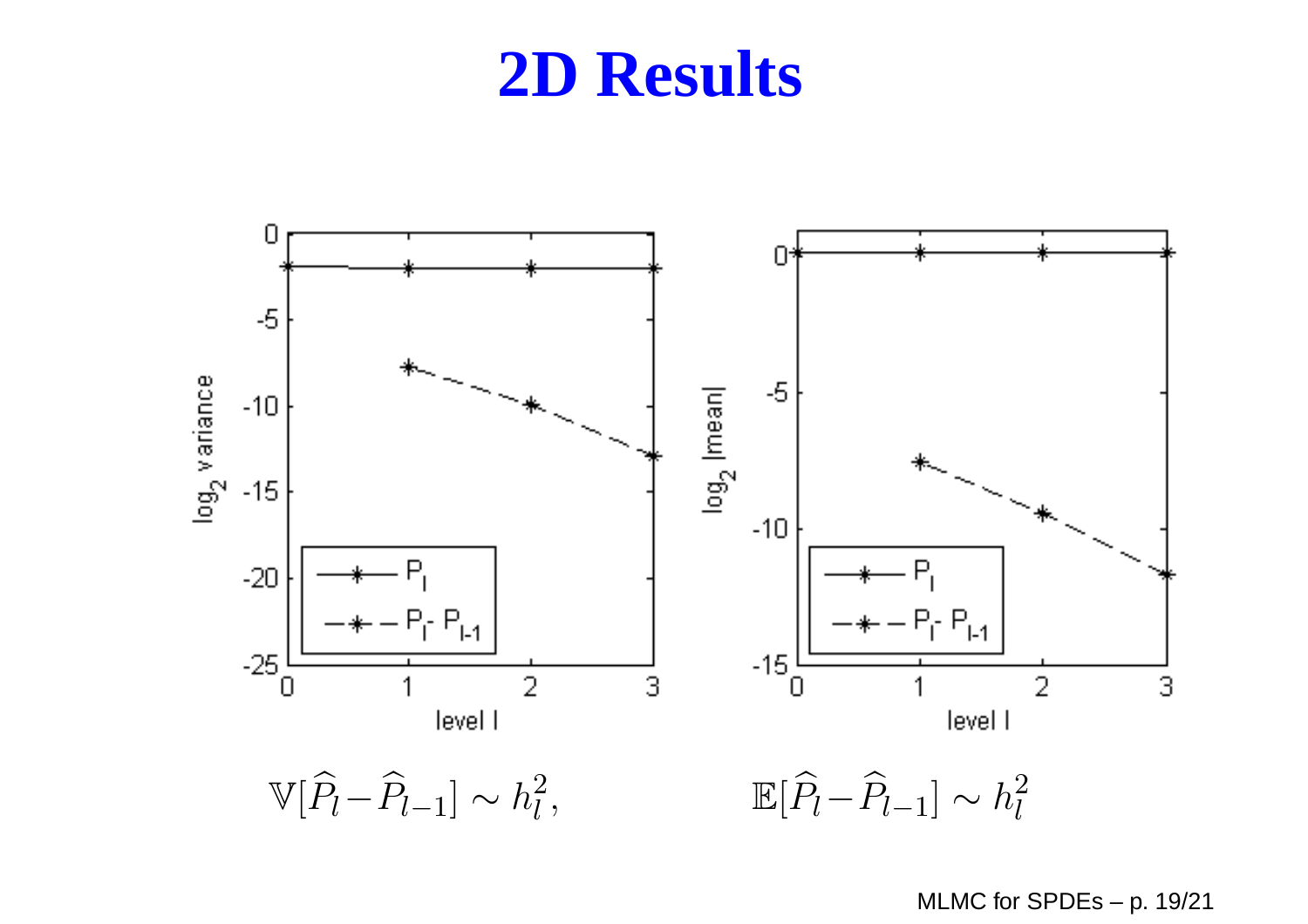# 2D Results

$$\mathbb{V}[\widehat{P}_l - \widehat{P}_{l-1}] \sim h_l^2, \qquad \mathbb{E}[\widehat{P}_l - \widehat{P}_{l-1}] \sim h_l^2$$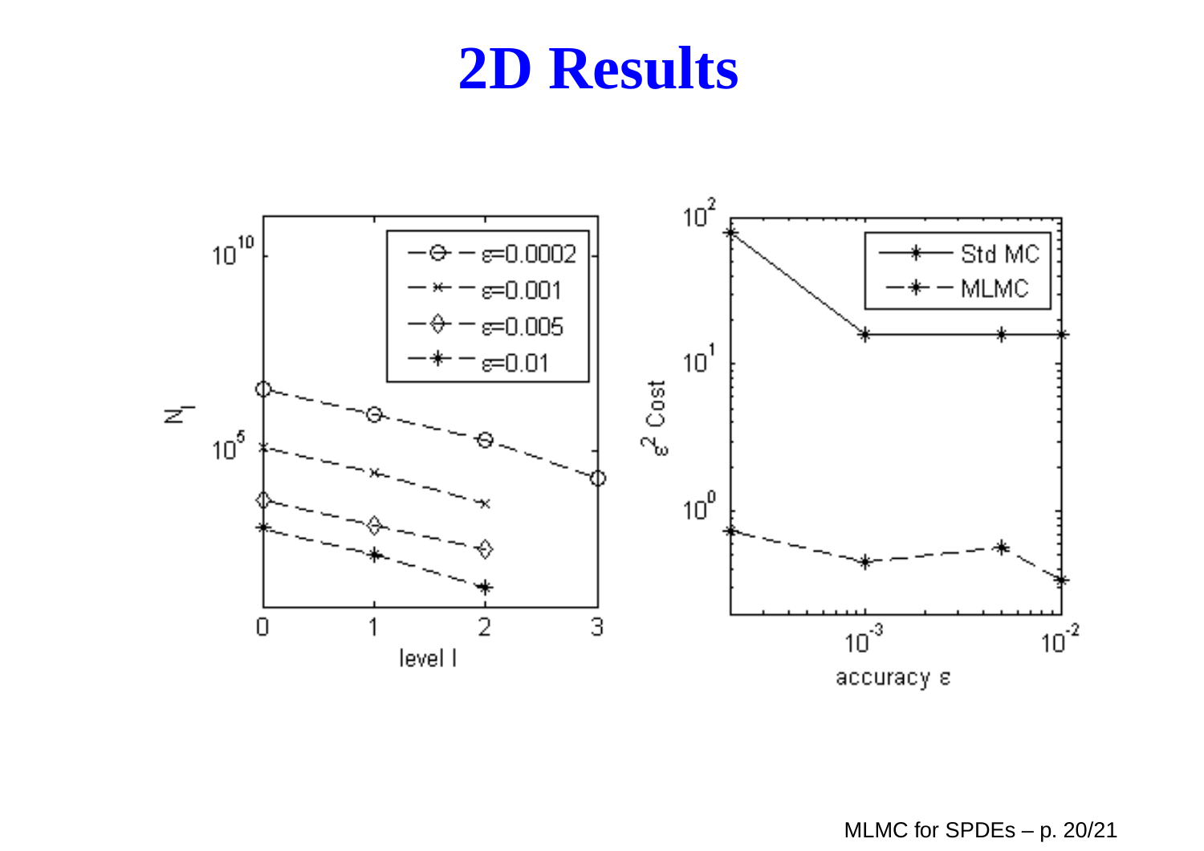# 2D Results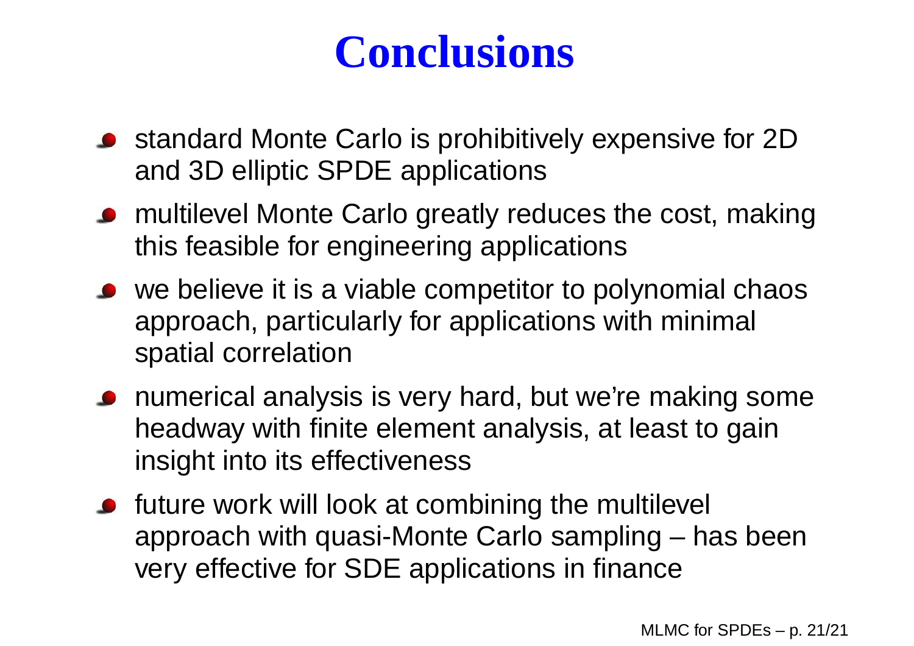# Conclusions

- standard Monte Carlo is prohibitively expensive for 2D and 3D elliptic SPDE applications
- multilevel Monte Carlo greatly reduces the cost, making this feasible for engineering applications
- we believe it is a viable competitor to polynomial chaos approach, particularly for applications with minimal spatial correlation
- numerical analysis is very hard, but we're making some headway with finite element analysis, at least to gain insight into its effectiveness
- future work will look at combining the multilevel approach with quasi-Monte Carlo sampling – has been very effective for SDE applications in finance